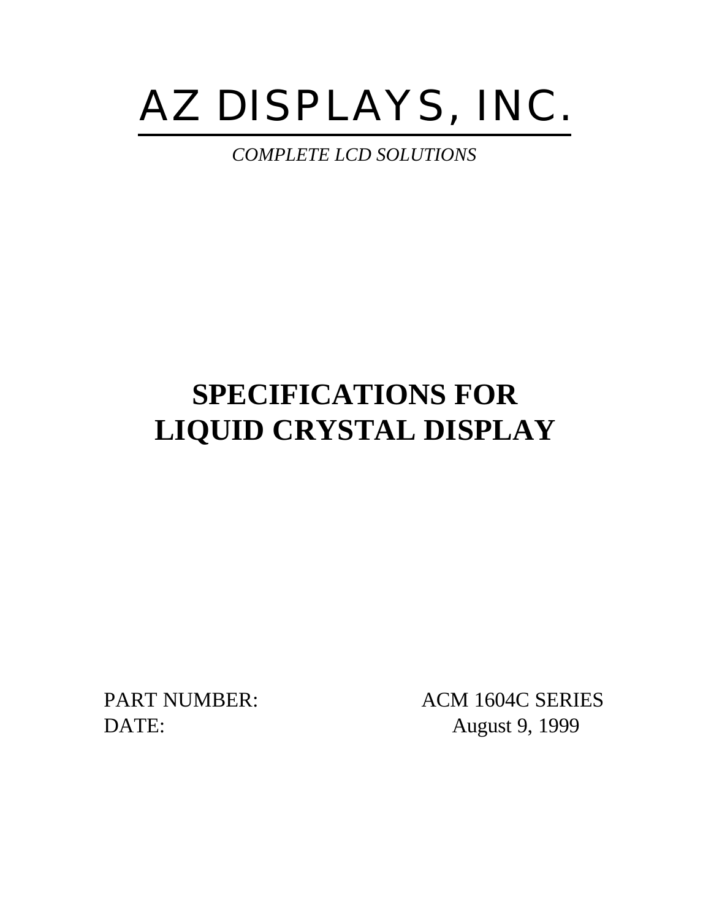# AZ DISPLAYS, INC.

*COMPLETE LCD SOLUTIONS*

# SPECIFICATIONS FOR LIQUID CRYSTAL DISPLAY

PART NUMBER: ACM 1604C SERIES

DATE: August 9, 1999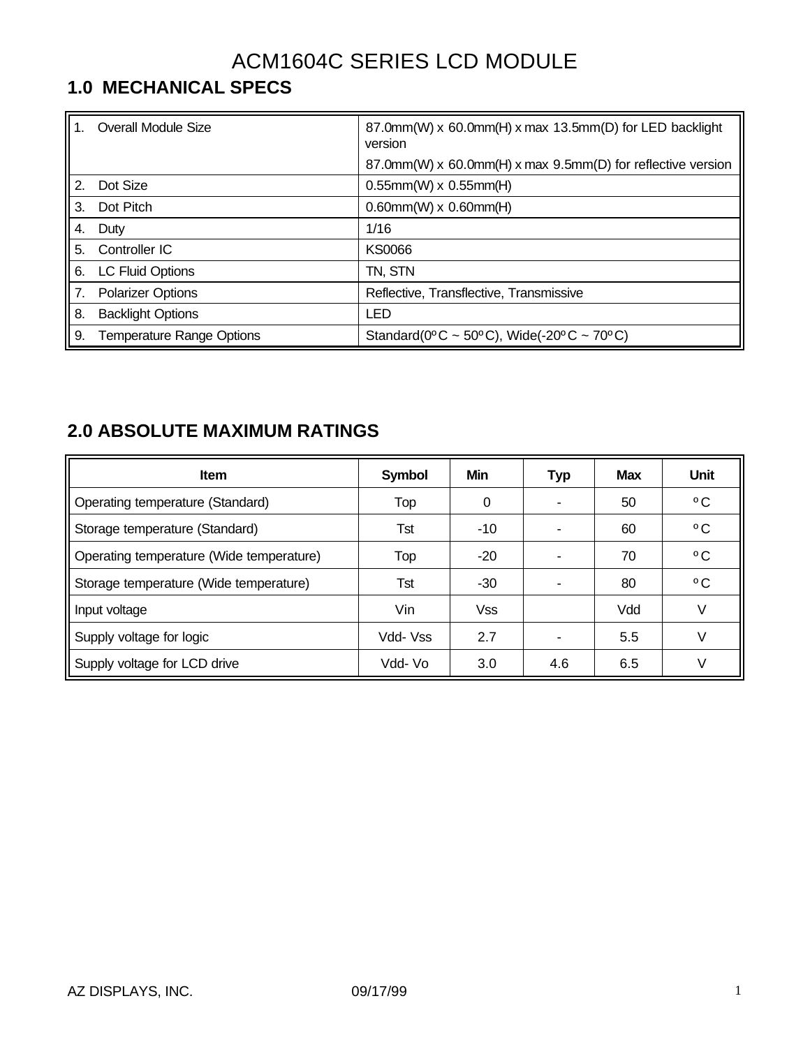# ACM1604C SERIES LCD MODULE

## 1.0 MECHANICAL SPECS

| | |
|---|---|
| 1. Overall Module Size | 87.0mm(W) x 60.0mm(H) x max 13.5mm(D) for LED backlight version<br>87.0mm(W) x 60.0mm(H) x max 9.5mm(D) for reflective version |
| 2. Dot Size | 0.55mm(W) x 0.55mm(H) |
| 3. Dot Pitch | 0.60mm(W) x 0.60mm(H) |
| 4. Duty | 1/16 |
| 5. Controller IC | KS0066 |
| 6. LC Fluid Options | TN, STN |
| 7. Polarizer Options | Reflective, Transflective, Transmissive |
| 8. Backlight Options | LED |
| 9. Temperature Range Options | Standard(0ºC ~ 50ºC), Wide(-20ºC ~ 70ºC) |

## 2.0 ABSOLUTE MAXIMUM RATINGS

| Item | Symbol | Min | Typ | Max | Unit |
|---|---|---|---|---|---|
| Operating temperature (Standard) | Top | 0 | - | 50 | ºC |
| Storage temperature (Standard) | Tst | -10 | - | 60 | ºC |
| Operating temperature (Wide temperature) | Top | -20 | - | 70 | ºC |
| Storage temperature (Wide temperature) | Tst | -30 | - | 80 | ºC |
| Input voltage | Vin | Vss | | Vdd | V |
| Supply voltage for logic | Vdd- Vss | 2.7 | - | 5.5 | V |
| Supply voltage for LCD drive | Vdd- Vo | 3.0 | 4.6 | 6.5 | V |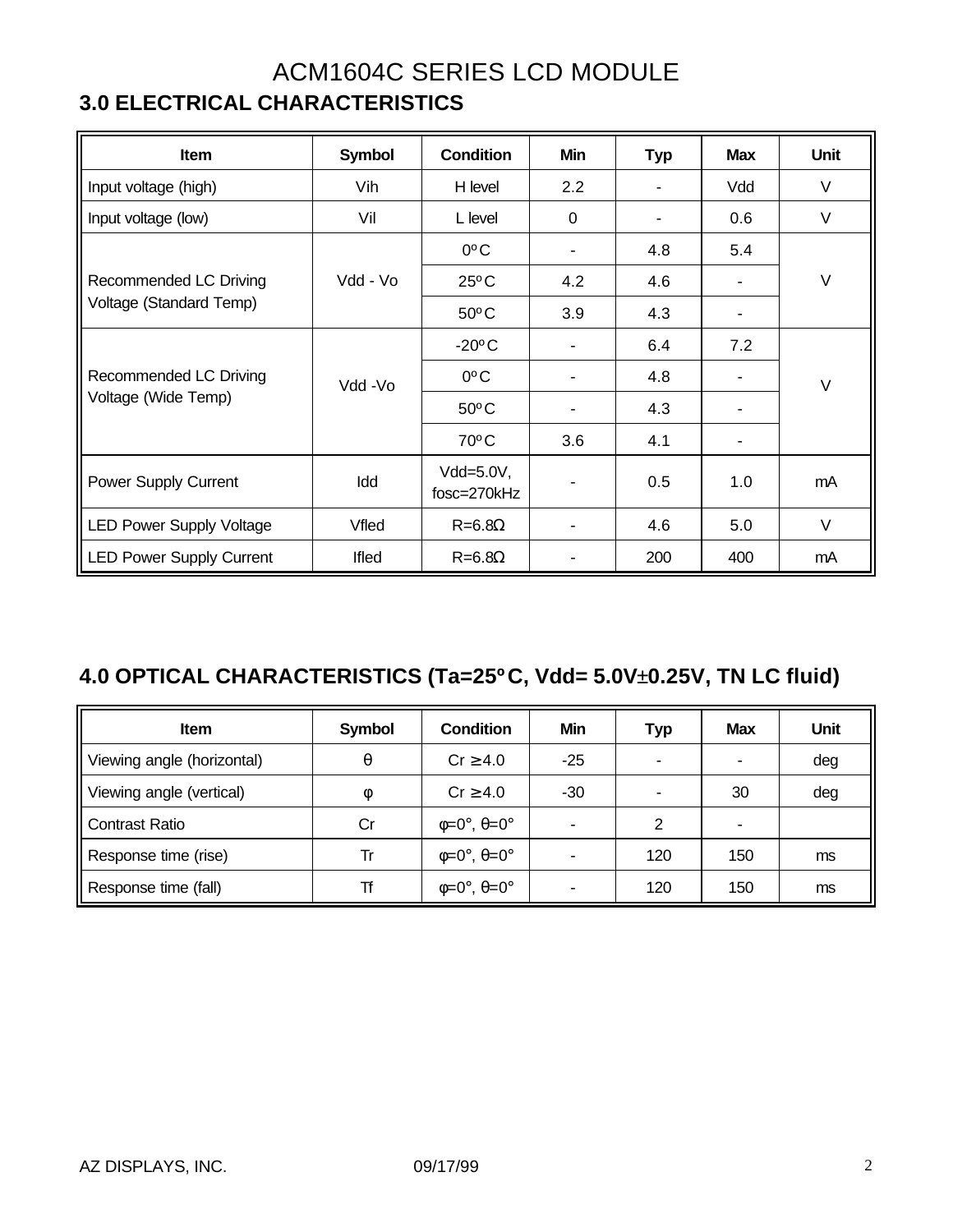# ACM1604C SERIES LCD MODULE

## 3.0 ELECTRICAL CHARACTERISTICS

| Item | Symbol | Condition | Min | Typ | Max | Unit |
|---|---|---|---|---|---|---|
| Input voltage (high) | Vih | H level | 2.2 | - | Vdd | V |
| Input voltage (low) | Vil | L level | 0 | - | 0.6 | V |
| Recommended LC Driving Voltage (Standard Temp) | Vdd - Vo | 0ºC | - | 4.8 | 5.4 | V |
| | | 25ºC | 4.2 | 4.6 | - | |
| | | 50ºC | 3.9 | 4.3 | - | |
| Recommended LC Driving Voltage (Wide Temp) | Vdd -Vo | -20ºC | - | 6.4 | 7.2 | V |
| | | 0ºC | - | 4.8 | - | |
| | | 50ºC | - | 4.3 | - | |
| | | 70ºC | 3.6 | 4.1 | - | |
| Power Supply Current | Idd | Vdd=5.0V, fosc=270kHz | - | 0.5 | 1.0 | mA |
| LED Power Supply Voltage | Vfled | R=6.8Ω | - | 4.6 | 5.0 | V |
| LED Power Supply Current | Ifled | R=6.8Ω | - | 200 | 400 | mA |

## 4.0 OPTICAL CHARACTERISTICS (Ta=25ºC, Vdd= 5.0V±0.25V, TN LC fluid)

| Item | Symbol | Condition | Min | Typ | Max | Unit |
|---|---|---|---|---|---|---|
| Viewing angle (horizontal) | θ | Cr ≥ 4.0 | -25 | - | - | deg |
| Viewing angle (vertical) | φ | Cr ≥ 4.0 | -30 | - | 30 | deg |
| Contrast Ratio | Cr | φ=0°, θ=0° | - | 2 | - | |
| Response time (rise) | Tr | φ=0°, θ=0° | - | 120 | 150 | ms |
| Response time (fall) | Tf | φ=0°, θ=0° | - | 120 | 150 | ms |

AZ DISPLAYS, INC. 09/17/99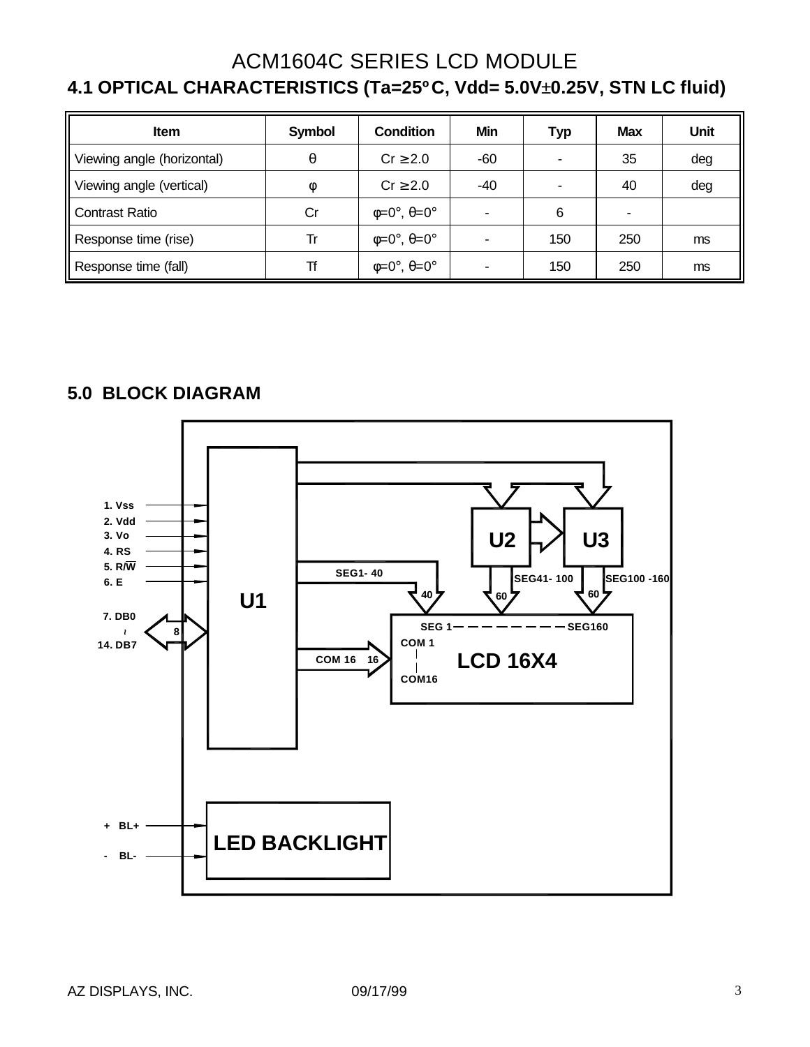## 4.1 OPTICAL CHARACTERISTICS (Ta=25°C, Vdd= 5.0V±0.25V, STN LC fluid)

| Item | Symbol | Condition | Min | Typ | Max | Unit |
|---|---|---|---|---|---|---|
| Viewing angle (horizontal) | θ | Cr ≥ 2.0 | -60 | - | 35 | deg |
| Viewing angle (vertical) | φ | Cr ≥ 2.0 | -40 | - | 40 | deg |
| Contrast Ratio | Cr | φ=0°, θ=0° | - | 6 | - | |
| Response time (rise) | Tr | φ=0°, θ=0° | - | 150 | 250 | ms |
| Response time (fall) | Tf | φ=0°, θ=0° | - | 150 | 250 | ms |

## 5.0 BLOCK DIAGRAM

1. Vss
2. Vdd
3. Vo
4. RS
5. R/W
6. E
7. DB0 ~ 14. DB7 (8)

U1 — SEG1- 40 (40) — COM 16 (16) — LCD 16X4

U2 — SEG41- 100 (60)

U3 — SEG100 -160 (60)

LCD 16X4: SEG 1 — SEG160, COM 1 — COM16

\+ BL+, - BL- — LED BACKLIGHT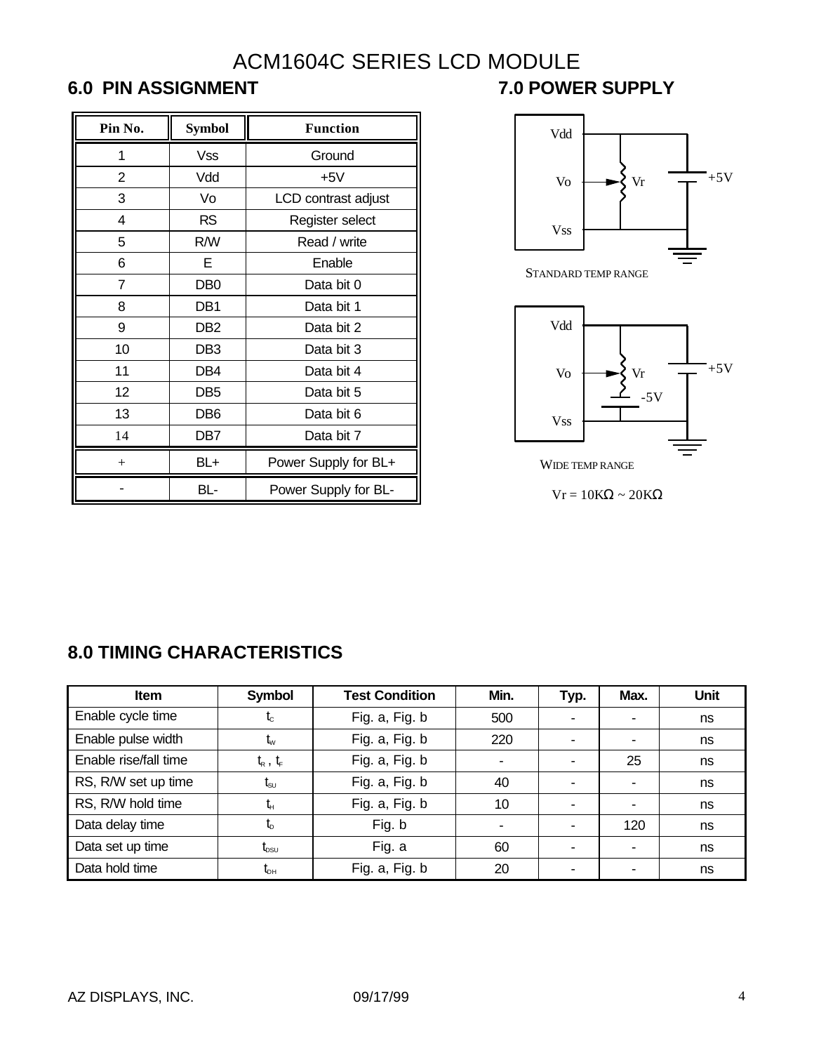# ACM1604C SERIES LCD MODULE

## 6.0 PIN ASSIGNMENT

| Pin No. | Symbol | Function |
|---|---|---|
| 1 | Vss | Ground |
| 2 | Vdd | +5V |
| 3 | Vo | LCD contrast adjust |
| 4 | RS | Register select |
| 5 | R/W | Read / write |
| 6 | E | Enable |
| 7 | DB0 | Data bit 0 |
| 8 | DB1 | Data bit 1 |
| 9 | DB2 | Data bit 2 |
| 10 | DB3 | Data bit 3 |
| 11 | DB4 | Data bit 4 |
| 12 | DB5 | Data bit 5 |
| 13 | DB6 | Data bit 6 |
| 14 | DB7 | Data bit 7 |
| + | BL+ | Power Supply for BL+ |
| - | BL- | Power Supply for BL- |

## 7.0 POWER SUPPLY

Vdd, Vo, Vss, Vr, +5V

STANDARD TEMP RANGE

Vdd, Vo, Vss, Vr, -5V, +5V

WIDE TEMP RANGE

Vr = 10KΩ ~ 20KΩ

## 8.0 TIMING CHARACTERISTICS

| Item | Symbol | Test Condition | Min. | Typ. | Max. | Unit |
|---|---|---|---|---|---|---|
| Enable cycle time | $t_C$ | Fig. a, Fig. b | 500 | - | - | ns |
| Enable pulse width | $t_W$ | Fig. a, Fig. b | 220 | - | - | ns |
| Enable rise/fall time | $t_R$ , $t_F$ | Fig. a, Fig. b | - | - | 25 | ns |
| RS, R/W set up time | $t_{SU}$ | Fig. a, Fig. b | 40 | - | - | ns |
| RS, R/W hold time | $t_H$ | Fig. a, Fig. b | 10 | - | - | ns |
| Data delay time | $t_D$ | Fig. b | - | - | 120 | ns |
| Data set up time | $t_{DSU}$ | Fig. a | 60 | - | - | ns |
| Data hold time | $t_{DH}$ | Fig. a, Fig. b | 20 | - | - | ns |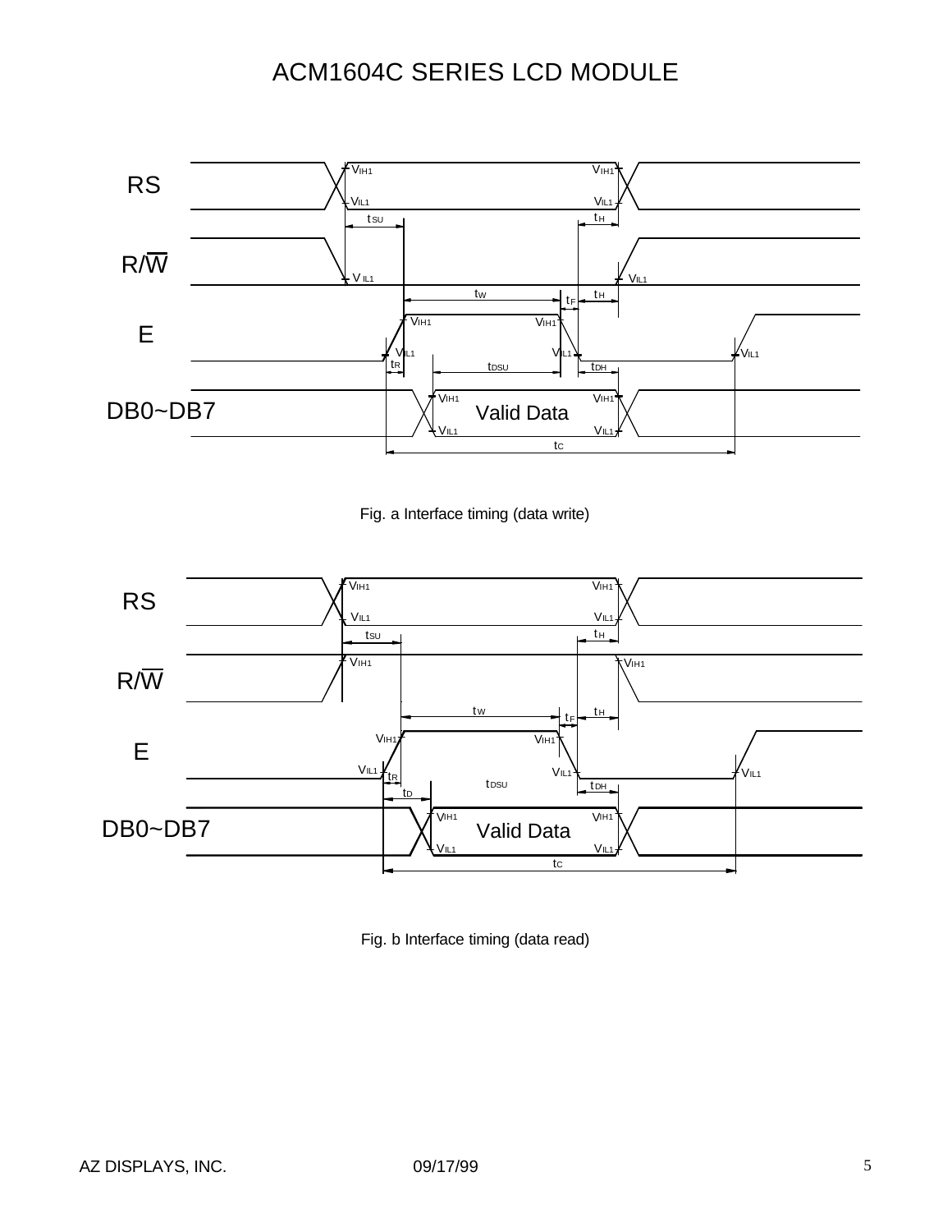# ACM1604C SERIES LCD MODULE

Fig. a Interface timing (data write)

Fig. b Interface timing (data read)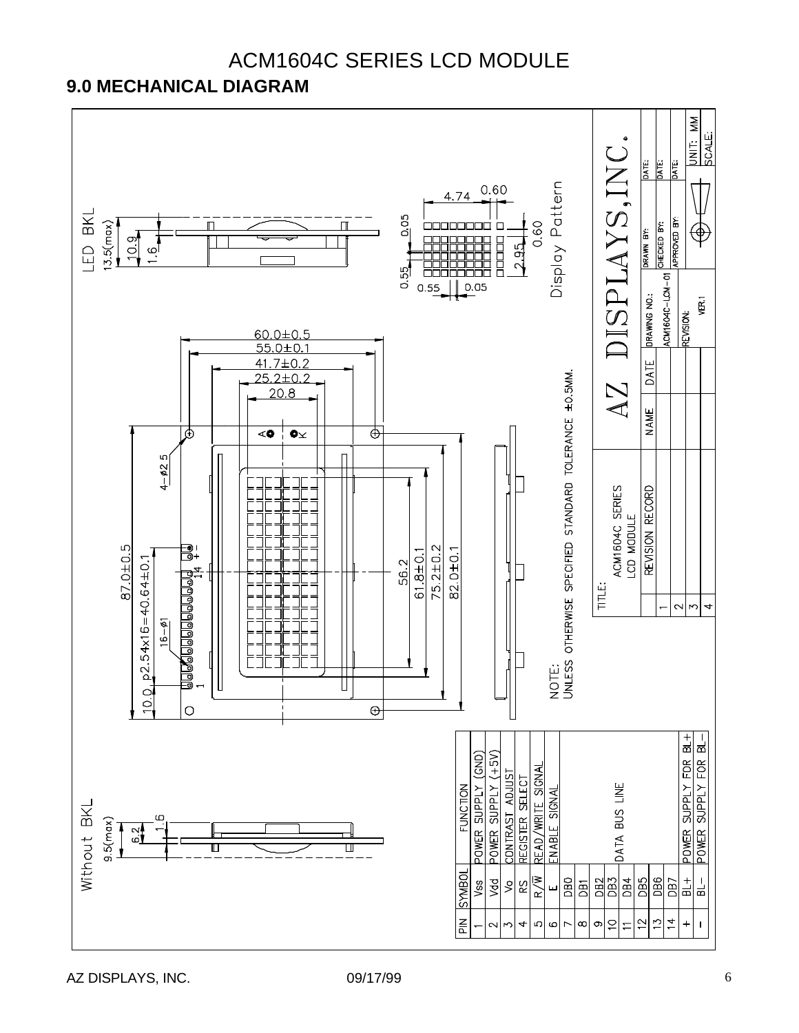# ACM1604C SERIES LCD MODULE

## 9.0 MECHANICAL DIAGRAM

LED BKL

13.5(max)

10.9

1.6

Without BKL

9.5(max)

6.2

1.6

Display Pattern

4.74 0.60

0.05

0.60

2.95

0.55

0.55 0.05

60.0±0.5

55.0±0.1

41.7±0.2

25.2±0.2

20.8

4−ø2.5

87.0±0.5

10.0 p2.54x16=40.64±0.1

16−ø1

56.2

61.8±0.1

75.2±0.2

82.0±0.1

NOTE:
UNLESS OTHERWISE SPECIFIED STANDARD TOLERANCE ±0.5MM.

| PIN | SYMBOL | FUNCTION |
|---|---|---|
| 1 | Vss | POWER SUPPLY (GND) |
| 2 | Vdd | POWER SUPPLY (+5V) |
| 3 | Vo | CONTRAST ADJUST |
| 4 | RS | REGISTER SELECT |
| 5 | R/W | READ/WRITE SIGNAL |
| 6 | E | ENABLE SIGNAL |
| 7 | DB0 | DATA BUS LINE |
| 8 | DB1 | |
| 9 | DB2 | |
| 10 | DB3 | |
| 11 | DB4 | |
| 12 | DB5 | |
| 13 | DB6 | |
| 14 | DB7 | |
| + | BL+ | POWER SUPPLY FOR BL+ |
| − | BL− | POWER SUPPLY FOR BL− |

TITLE: ACM1604C SERIES LCD MODULE

AZ DISPLAYS, INC.

| | REVISION RECORD | NAME | DATE |
|---|---|---|---|
| 1 | | | |
| 2 | | | |
| 3 | | | |
| 4 | | | |

DRAWING NO.: ACM1604C-LCM-01

REVISION: VER.1

DRAWN BY: DATE:

CHECKED BY: DATE:

APPROVED BY: DATE:

UNIT: MM

SCALE:

AZ DISPLAYS, INC. 09/17/99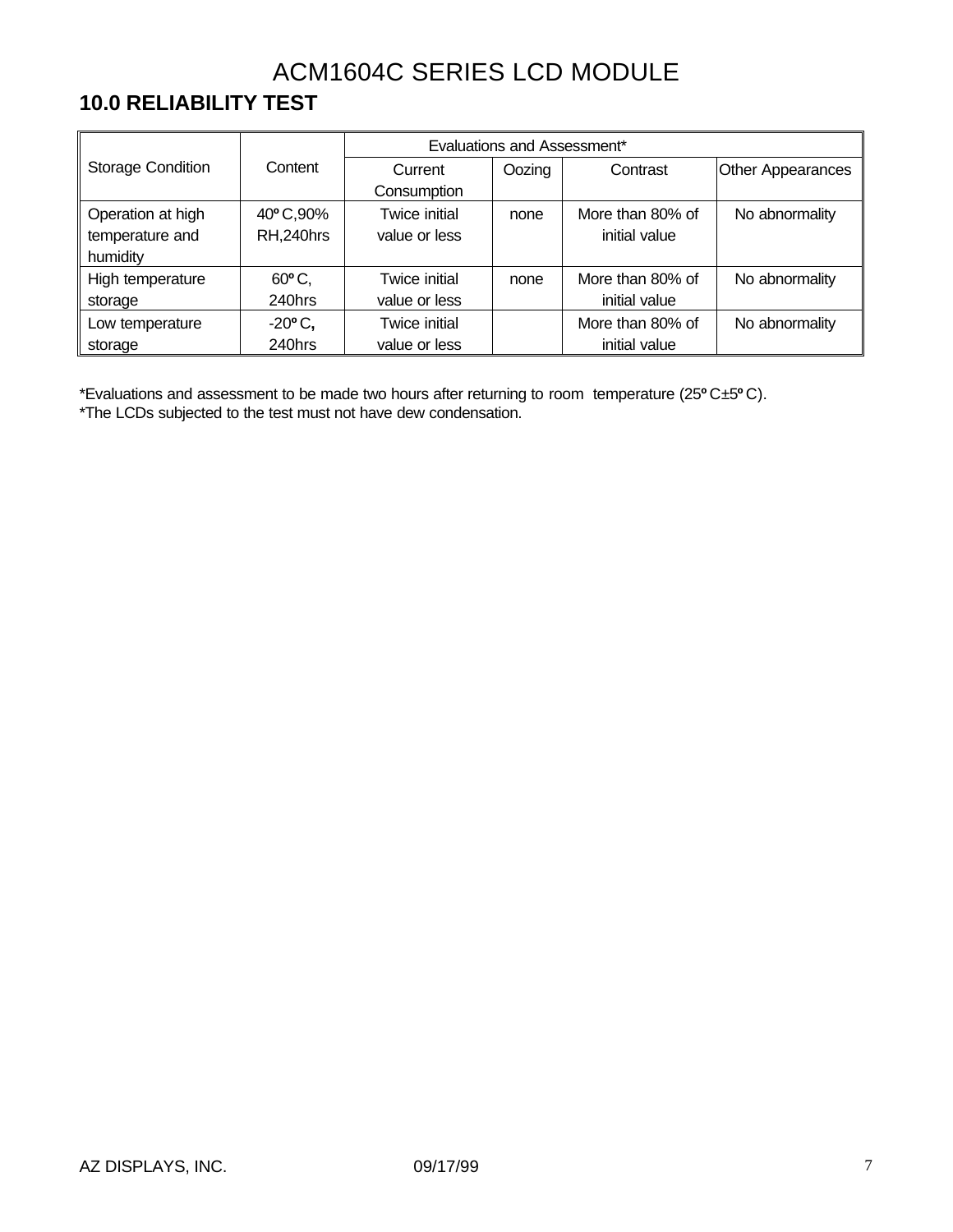# ACM1604C SERIES LCD MODULE

## 10.0 RELIABILITY TEST

| Storage Condition | Content | Evaluations and Assessment* | | | |
|---|---|---|---|---|---|
| | | Current Consumption | Oozing | Contrast | Other Appearances |
| Operation at high temperature and humidity | 40ºC,90% RH,240hrs | Twice initial value or less | none | More than 80% of initial value | No abnormality |
| High temperature storage | 60ºC, 240hrs | Twice initial value or less | none | More than 80% of initial value | No abnormality |
| Low temperature storage | -20ºC, 240hrs | Twice initial value or less | | More than 80% of initial value | No abnormality |

*Evaluations and assessment to be made two hours after returning to room temperature (25ºC±5ºC).
*The LCDs subjected to the test must not have dew condensation.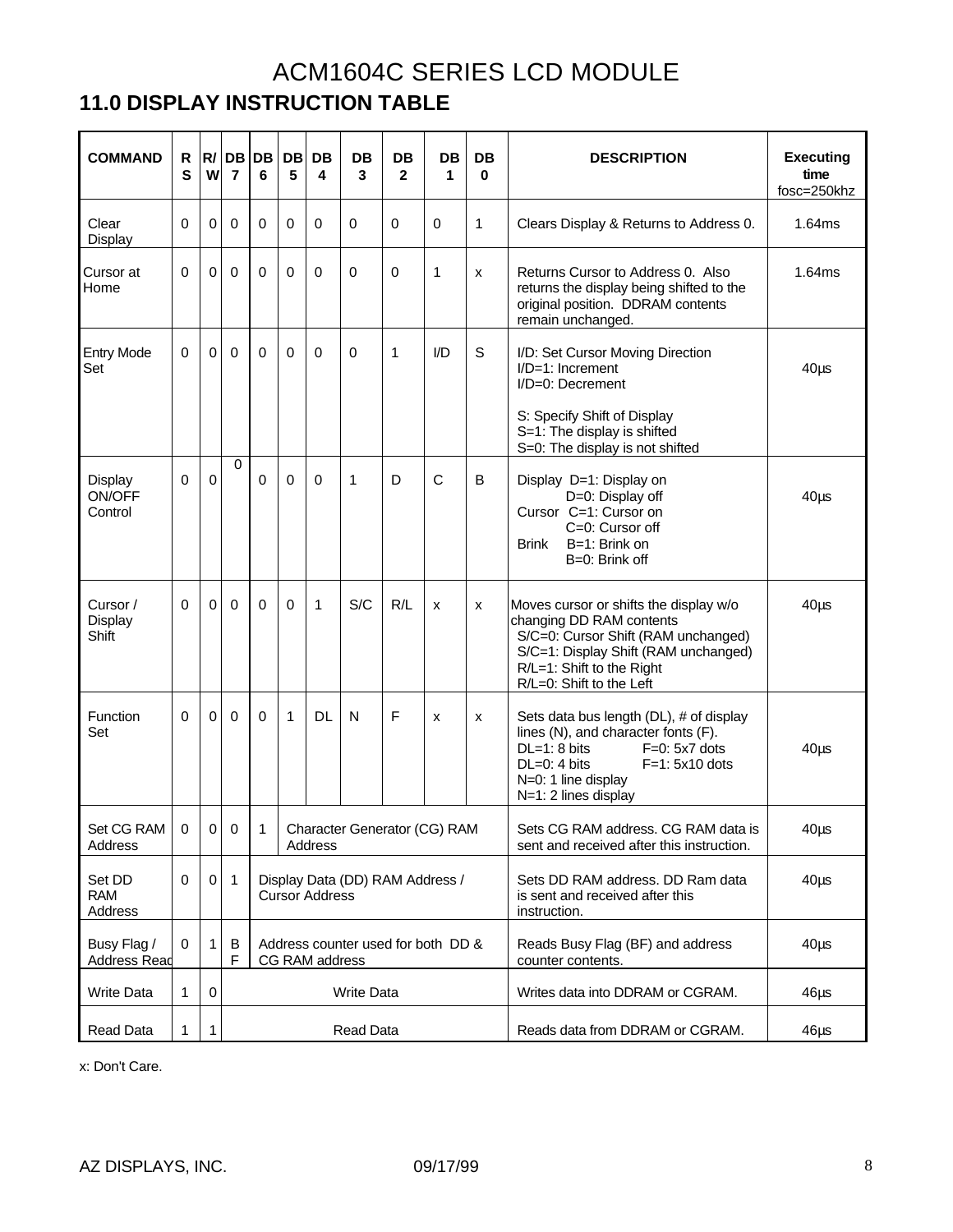# ACM1604C SERIES LCD MODULE

## 11.0 DISPLAY INSTRUCTION TABLE

| COMMAND | RS | R/W | DB 7 | DB 6 | DB 5 | DB 4 | DB 3 | DB 2 | DB 1 | DB 0 | DESCRIPTION | Executing time fosc=250khz |
|---|---|---|---|---|---|---|---|---|---|---|---|---|
| Clear Display | 0 | 0 | 0 | 0 | 0 | 0 | 0 | 0 | 0 | 1 | Clears Display & Returns to Address 0. | 1.64ms |
| Cursor at Home | 0 | 0 | 0 | 0 | 0 | 0 | 0 | 0 | 1 | x | Returns Cursor to Address 0. Also returns the display being shifted to the original position. DDRAM contents remain unchanged. | 1.64ms |
| Entry Mode Set | 0 | 0 | 0 | 0 | 0 | 0 | 0 | 1 | I/D | S | I/D: Set Cursor Moving Direction<br>I/D=1: Increment<br>I/D=0: Decrement<br><br>S: Specify Shift of Display<br>S=1: The display is shifted<br>S=0: The display is not shifted | 40μs |
| Display ON/OFF Control | 0 | 0 | 0 | 0 | 0 | 0 | 1 | D | C | B | Display D=1: Display on<br>D=0: Display off<br>Cursor C=1: Cursor on<br>C=0: Cursor off<br>Brink B=1: Brink on<br>B=0: Brink off | 40μs |
| Cursor / Display Shift | 0 | 0 | 0 | 0 | 0 | 1 | S/C | R/L | x | x | Moves cursor or shifts the display w/o changing DD RAM contents<br>S/C=0: Cursor Shift (RAM unchanged)<br>S/C=1: Display Shift (RAM unchanged)<br>R/L=1: Shift to the Right<br>R/L=0: Shift to the Left | 40μs |
| Function Set | 0 | 0 | 0 | 0 | 1 | DL | N | F | x | x | Sets data bus length (DL), # of display lines (N), and character fonts (F).<br>DL=1: 8 bits F=0: 5x7 dots<br>DL=0: 4 bits F=1: 5x10 dots<br>N=0: 1 line display<br>N=1: 2 lines display | 40μs |
| Set CG RAM Address | 0 | 0 | 0 | 1 | Character Generator (CG) RAM Address | | | | | | Sets CG RAM address. CG RAM data is sent and received after this instruction. | 40μs |
| Set DD RAM Address | 0 | 0 | 1 | Display Data (DD) RAM Address / Cursor Address | | | | | | | Sets DD RAM address. DD Ram data is sent and received after this instruction. | 40μs |
| Busy Flag / Address Read | 0 | 1 | BF | Address counter used for both DD & CG RAM address | | | | | | | Reads Busy Flag (BF) and address counter contents. | 40μs |
| Write Data | 1 | 0 | Write Data | | | | | | | | Writes data into DDRAM or CGRAM. | 46μs |
| Read Data | 1 | 1 | Read Data | | | | | | | | Reads data from DDRAM or CGRAM. | 46μs |

x: Don't Care.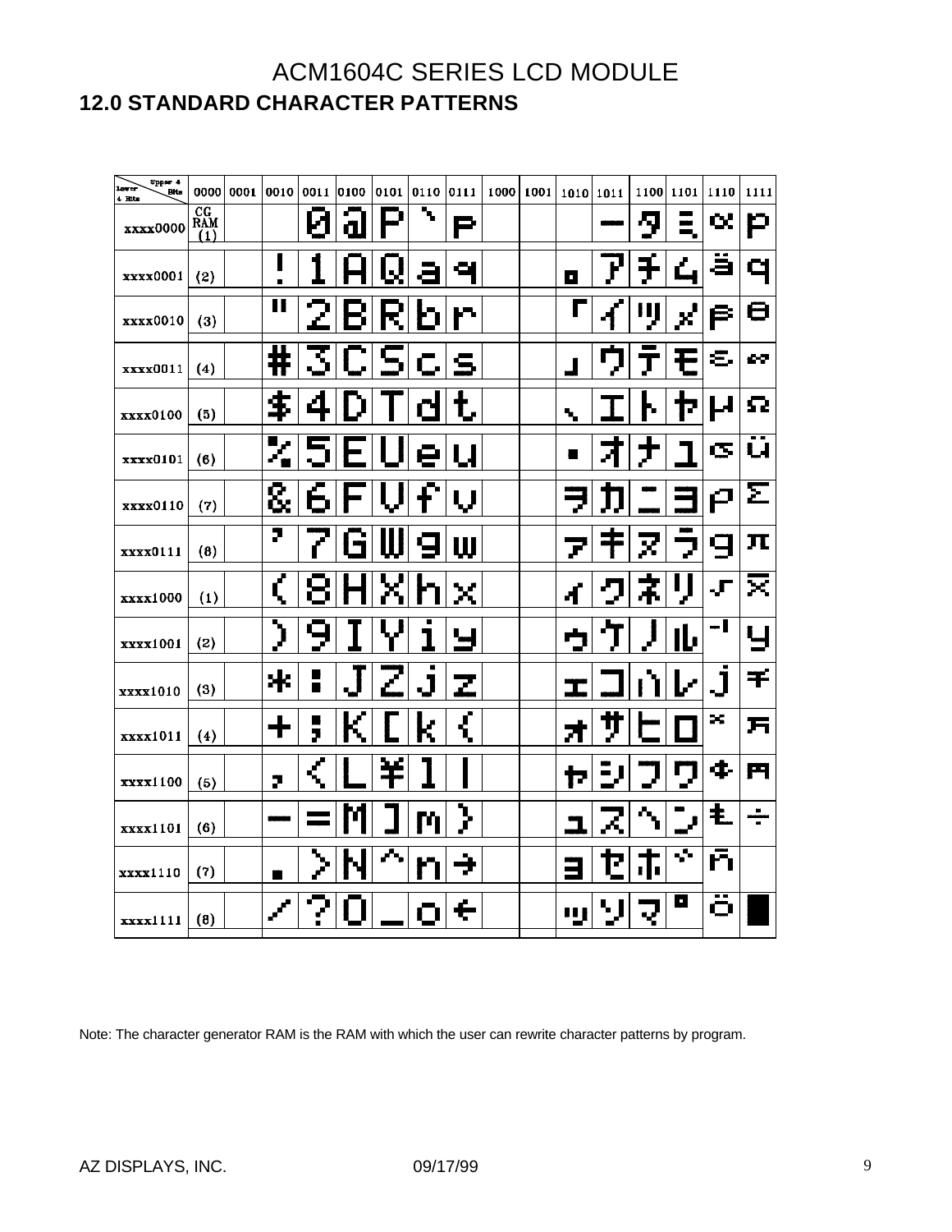## 12.0 STANDARD CHARACTER PATTERNS

| Lower 4 Bits \ Upper 4 Bits | 0000 | 0001 | 0010 | 0011 | 0100 | 0101 | 0110 | 0111 | 1000 | 1001 | 1010 | 1011 | 1100 | 1101 | 1110 | 1111 |
|---|---|---|---|---|---|---|---|---|---|---|---|---|---|---|---|---|
| xxxx0000 | CG RAM (1) | | | 0 | @ | P | ` | p | | | | ー | タ | ミ | α | p |
| xxxx0001 | (2) | | ! | 1 | A | Q | a | q | | | 。 | ア | チ | ム | ä | q |
| xxxx0010 | (3) | | " | 2 | B | R | b | r | | | 「 | イ | ツ | メ | β | θ |
| xxxx0011 | (4) | | # | 3 | C | S | c | s | | | 」 | ウ | テ | モ | ε | ∞ |
| xxxx0100 | (5) | | $ | 4 | D | T | d | t | | | 、 | エ | ト | ヤ | μ | Ω |
| xxxx0101 | (6) | | % | 5 | E | U | e | u | | | ・ | オ | ナ | ユ | σ | ü |
| xxxx0110 | (7) | | & | 6 | F | V | f | v | | | ヲ | カ | ニ | ヨ | ρ | Σ |
| xxxx0111 | (8) | | ' | 7 | G | W | g | w | | | ァ | キ | ヌ | ラ | g | π |
| xxxx1000 | (1) | | ( | 8 | H | X | h | x | | | ィ | ク | ネ | リ | √ | x̄ |
| xxxx1001 | (2) | | ) | 9 | I | Y | i | y | | | ゥ | ケ | ノ | ル | ⁻¹ | y |
| xxxx1010 | (3) | | * | : | J | Z | j | z | | | ェ | コ | ハ | レ | j | 千 |
| xxxx1011 | (4) | | + | ; | K | [ | k | { | | | ォ | サ | ヒ | ロ | ˣ | 万 |
| xxxx1100 | (5) | | , | < | L | ¥ | l | \| | | | ャ | シ | フ | ワ | ¢ | 円 |
| xxxx1101 | (6) | | - | = | M | ] | m | } | | | ュ | ス | ヘ | ン | £ | ÷ |
| xxxx1110 | (7) | | . | > | N | ^ | n | → | | | ョ | セ | ホ | ゛ | ñ | |
| xxxx1111 | (8) | | / | ? | O | _ | o | ← | | | ッ | ソ | マ | ゜ | ö | █ |

Note: The character generator RAM is the RAM with which the user can rewrite character patterns by program.